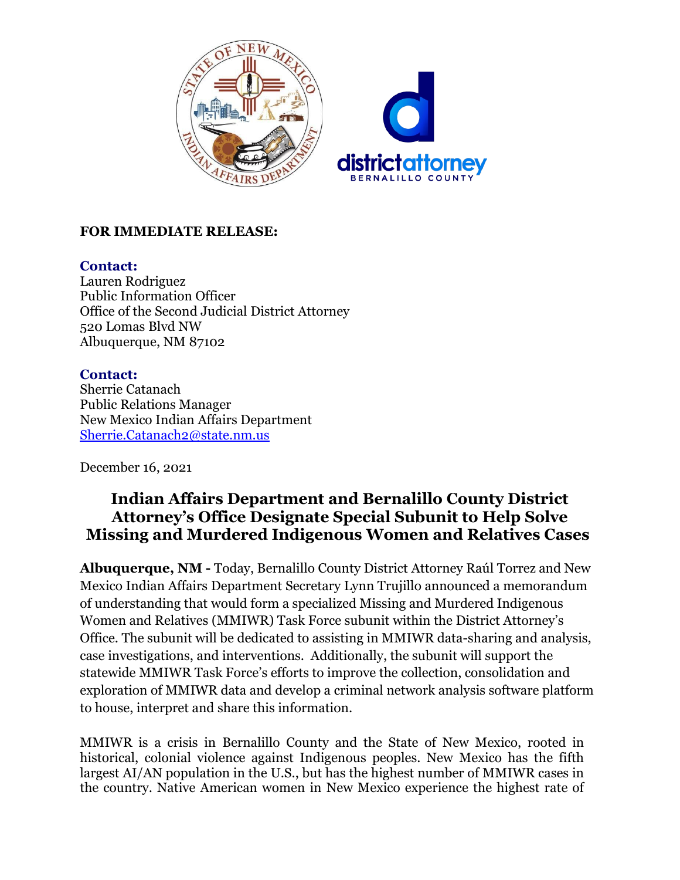**FOR IMMEDIATE RELEASE:**

**Contact:**
Lauren Rodriguez
Public Information Officer
Office of the Second Judicial District Attorney
520 Lomas Blvd NW
Albuquerque, NM 87102

**Contact:**
Sherrie Catanach
Public Relations Manager
New Mexico Indian Affairs Department
Sherrie.Catanach2@state.nm.us

December 16, 2021

# Indian Affairs Department and Bernalillo County District Attorney's Office Designate Special Subunit to Help Solve Missing and Murdered Indigenous Women and Relatives Cases

**Albuquerque, NM -** Today, Bernalillo County District Attorney Raúl Torrez and New Mexico Indian Affairs Department Secretary Lynn Trujillo announced a memorandum of understanding that would form a specialized Missing and Murdered Indigenous Women and Relatives (MMIWR) Task Force subunit within the District Attorney's Office. The subunit will be dedicated to assisting in MMIWR data-sharing and analysis, case investigations, and interventions. Additionally, the subunit will support the statewide MMIWR Task Force's efforts to improve the collection, consolidation and exploration of MMIWR data and develop a criminal network analysis software platform to house, interpret and share this information.

MMIWR is a crisis in Bernalillo County and the State of New Mexico, rooted in historical, colonial violence against Indigenous peoples. New Mexico has the fifth largest AI/AN population in the U.S., but has the highest number of MMIWR cases in the country. Native American women in New Mexico experience the highest rate of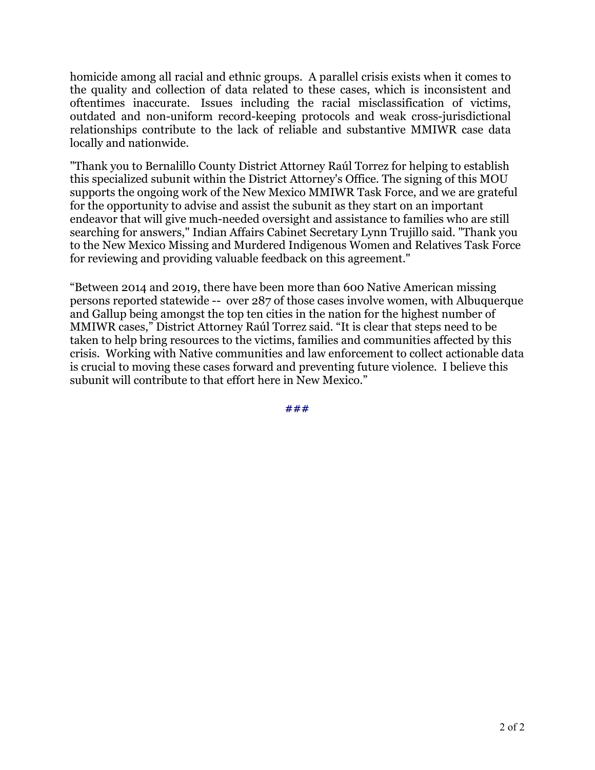homicide among all racial and ethnic groups. A parallel crisis exists when it comes to the quality and collection of data related to these cases, which is inconsistent and oftentimes inaccurate. Issues including the racial misclassification of victims, outdated and non-uniform record-keeping protocols and weak cross-jurisdictional relationships contribute to the lack of reliable and substantive MMIWR case data locally and nationwide.

"Thank you to Bernalillo County District Attorney Raúl Torrez for helping to establish this specialized subunit within the District Attorney's Office. The signing of this MOU supports the ongoing work of the New Mexico MMIWR Task Force, and we are grateful for the opportunity to advise and assist the subunit as they start on an important endeavor that will give much-needed oversight and assistance to families who are still searching for answers," Indian Affairs Cabinet Secretary Lynn Trujillo said. "Thank you to the New Mexico Missing and Murdered Indigenous Women and Relatives Task Force for reviewing and providing valuable feedback on this agreement."

"Between 2014 and 2019, there have been more than 600 Native American missing persons reported statewide -- over 287 of those cases involve women, with Albuquerque and Gallup being amongst the top ten cities in the nation for the highest number of MMIWR cases," District Attorney Raúl Torrez said. "It is clear that steps need to be taken to help bring resources to the victims, families and communities affected by this crisis. Working with Native communities and law enforcement to collect actionable data is crucial to moving these cases forward and preventing future violence. I believe this subunit will contribute to that effort here in New Mexico."

###